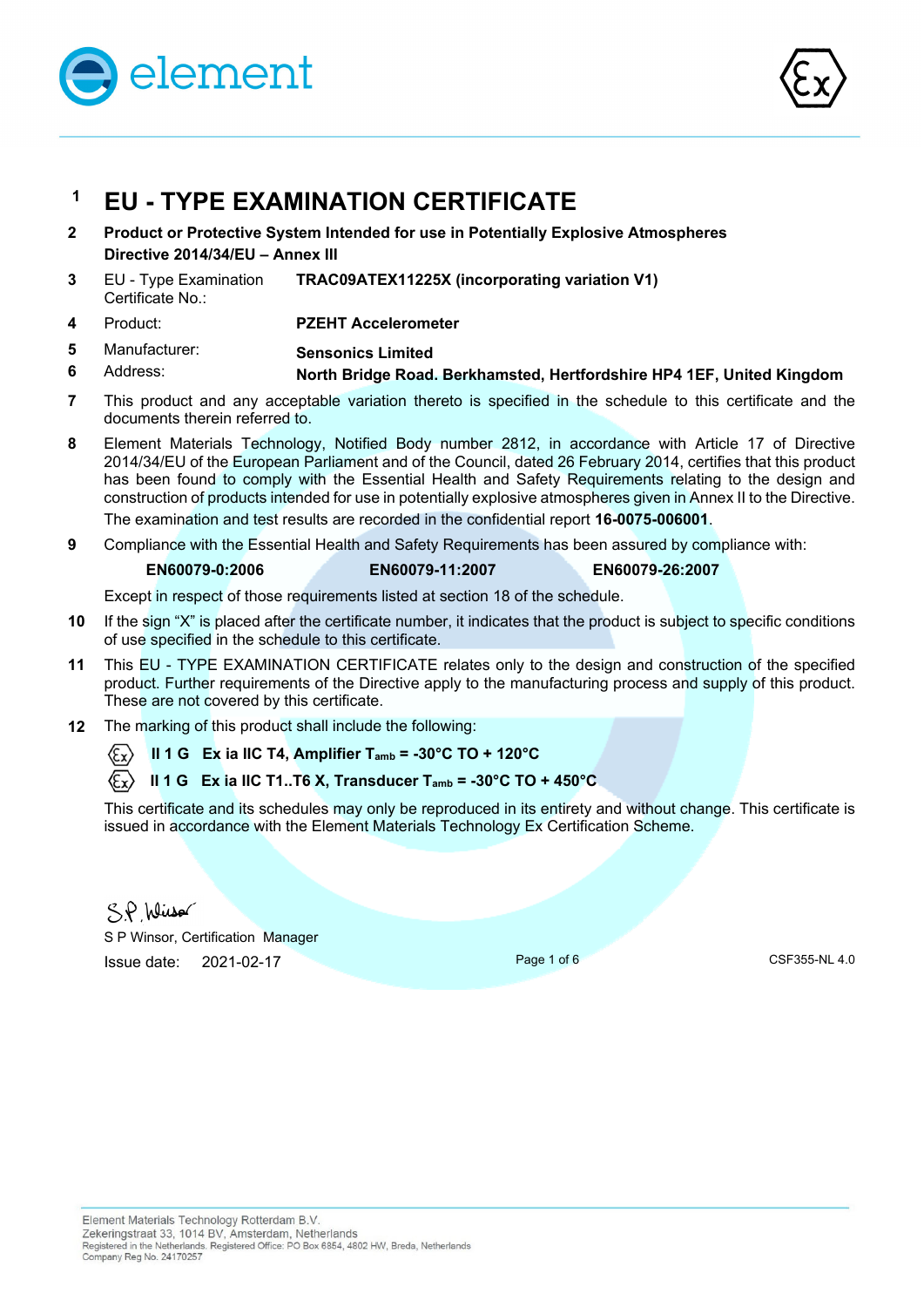# 1 EU - TYPE EXAMINATION CERTIFICATE

**2 Product or Protective System Intended for use in Potentially Explosive Atmospheres Directive 2014/34/EU – Annex III**

**3** EU - Type Examination Certificate No.: **TRAC09ATEX11225X (incorporating variation V1)**

**4** Product: **PZEHT Accelerometer**

**5** Manufacturer: **Sensonics Limited**

**6** Address: **North Bridge Road. Berkhamsted, Hertfordshire HP4 1EF, United Kingdom**

**7** This product and any acceptable variation thereto is specified in the schedule to this certificate and the documents therein referred to.

**8** Element Materials Technology, Notified Body number 2812, in accordance with Article 17 of Directive 2014/34/EU of the European Parliament and of the Council, dated 26 February 2014, certifies that this product has been found to comply with the Essential Health and Safety Requirements relating to the design and construction of products intended for use in potentially explosive atmospheres given in Annex II to the Directive.

The examination and test results are recorded in the confidential report **16-0075-006001**.

**9** Compliance with the Essential Health and Safety Requirements has been assured by compliance with:

**EN60079-0:2006** **EN60079-11:2007** **EN60079-26:2007**

Except in respect of those requirements listed at section 18 of the schedule.

**10** If the sign "X" is placed after the certificate number, it indicates that the product is subject to specific conditions of use specified in the schedule to this certificate.

**11** This EU - TYPE EXAMINATION CERTIFICATE relates only to the design and construction of the specified product. Further requirements of the Directive apply to the manufacturing process and supply of this product. These are not covered by this certificate.

**12** The marking of this product shall include the following:

Ex **II 1 G Ex ia IIC T4, Amplifier $T_{amb}$ = -30°C TO + 120°C**

Ex **II 1 G Ex ia IIC T1..T6 X, Transducer $T_{amb}$ = -30°C TO + 450°C**

This certificate and its schedules may only be reproduced in its entirety and without change. This certificate is issued in accordance with the Element Materials Technology Ex Certification Scheme.

S P Winsor, Certification Manager

Issue date: 2021-02-17

CSF355-NL 4.0

Element Materials Technology Rotterdam B.V.
Zekeringstraat 33, 1014 BV, Amsterdam, Netherlands
Registered in the Netherlands. Registered Office: PO Box 6854, 4802 HW, Breda, Netherlands
Company Reg No. 24170257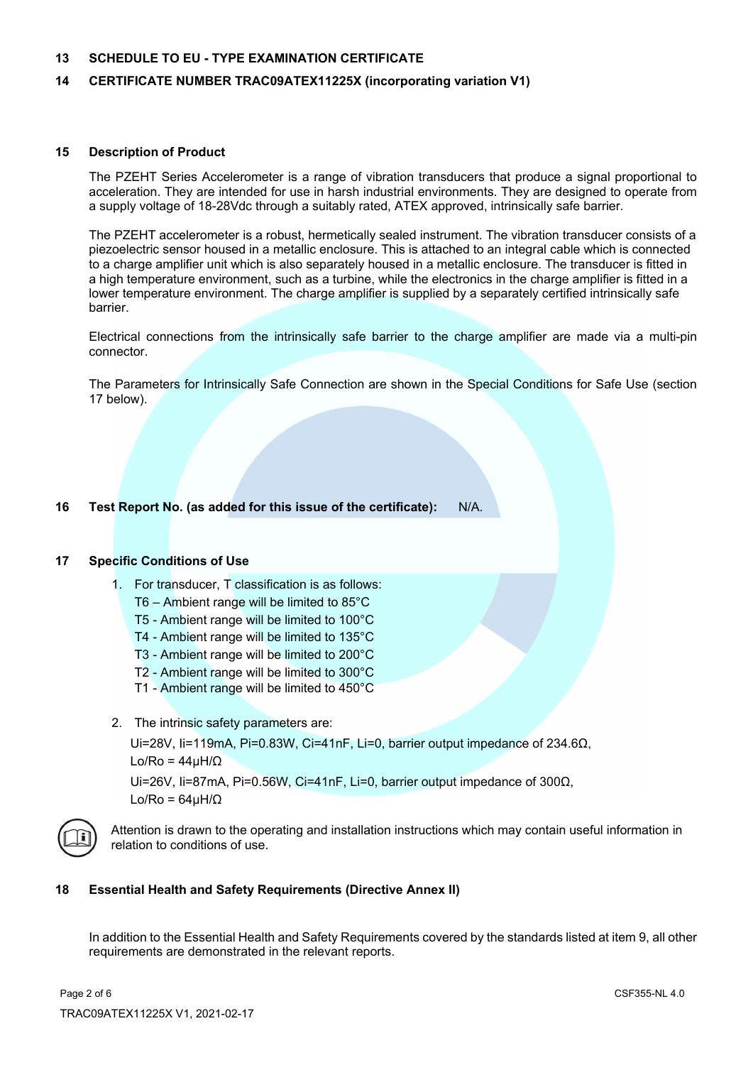**13 SCHEDULE TO EU - TYPE EXAMINATION CERTIFICATE**

**14 CERTIFICATE NUMBER TRAC09ATEX11225X (incorporating variation V1)**

**15 Description of Product**

The PZEHT Series Accelerometer is a range of vibration transducers that produce a signal proportional to acceleration. They are intended for use in harsh industrial environments. They are designed to operate from a supply voltage of 18-28Vdc through a suitably rated, ATEX approved, intrinsically safe barrier.

The PZEHT accelerometer is a robust, hermetically sealed instrument. The vibration transducer consists of a piezoelectric sensor housed in a metallic enclosure. This is attached to an integral cable which is connected to a charge amplifier unit which is also separately housed in a metallic enclosure. The transducer is fitted in a high temperature environment, such as a turbine, while the electronics in the charge amplifier is fitted in a lower temperature environment. The charge amplifier is supplied by a separately certified intrinsically safe barrier.

Electrical connections from the intrinsically safe barrier to the charge amplifier are made via a multi-pin connector.

The Parameters for Intrinsically Safe Connection are shown in the Special Conditions for Safe Use (section 17 below).

**16 Test Report No. (as added for this issue of the certificate):** N/A.

**17 Specific Conditions of Use**

1. For transducer, T classification is as follows:
   T6 – Ambient range will be limited to 85°C
   T5 - Ambient range will be limited to 100°C
   T4 - Ambient range will be limited to 135°C
   T3 - Ambient range will be limited to 200°C
   T2 - Ambient range will be limited to 300°C
   T1 - Ambient range will be limited to 450°C

2. The intrinsic safety parameters are:

   $U_i$=28V, $I_i$=119mA, $P_i$=0.83W, $C_i$=41nF, $L_i$=0, barrier output impedance of 234.6Ω, $L_o/R_o$ = 44μH/Ω

   $U_i$=26V, $I_i$=87mA, $P_i$=0.56W, $C_i$=41nF, $L_i$=0, barrier output impedance of 300Ω, $L_o/R_o$ = 64μH/Ω

Attention is drawn to the operating and installation instructions which may contain useful information in relation to conditions of use.

**18 Essential Health and Safety Requirements (Directive Annex II)**

In addition to the Essential Health and Safety Requirements covered by the standards listed at item 9, all other requirements are demonstrated in the relevant reports.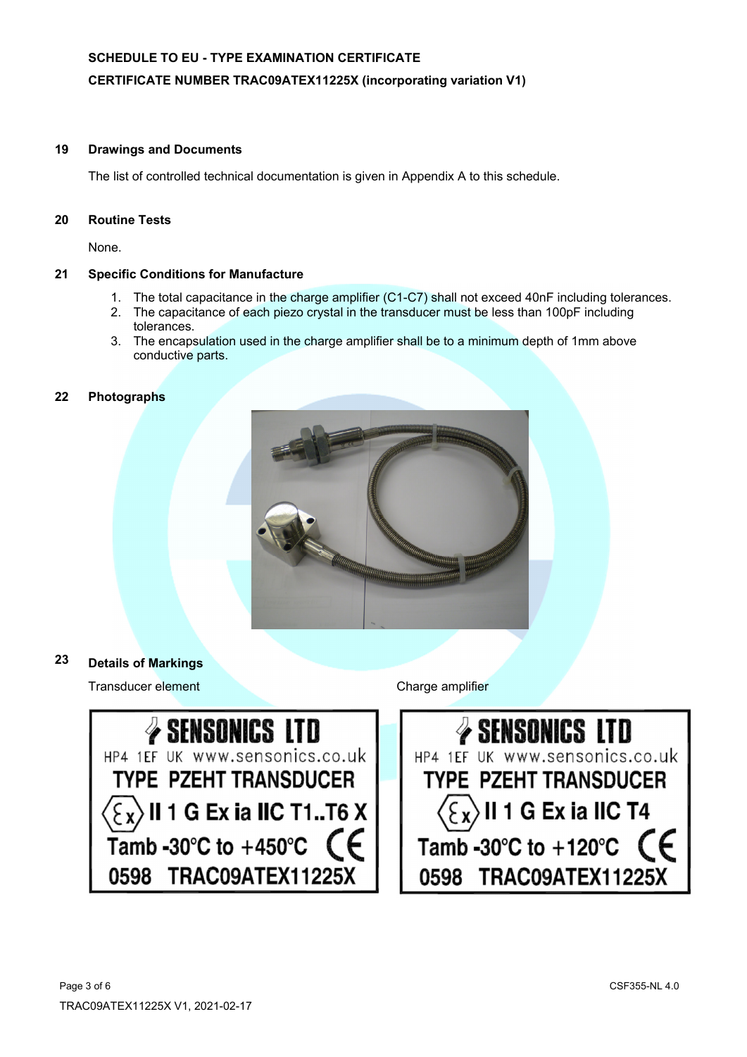**SCHEDULE TO EU - TYPE EXAMINATION CERTIFICATE**

**CERTIFICATE NUMBER TRAC09ATEX11225X (incorporating variation V1)**

## 19 Drawings and Documents

The list of controlled technical documentation is given in Appendix A to this schedule.

## 20 Routine Tests

None.

## 21 Specific Conditions for Manufacture

1. The total capacitance in the charge amplifier (C1-C7) shall not exceed 40nF including tolerances.
2. The capacitance of each piezo crystal in the transducer must be less than 100pF including tolerances.
3. The encapsulation used in the charge amplifier shall be to a minimum depth of 1mm above conductive parts.

## 22 Photographs

## 23 Details of Markings

Transducer element

SENSONICS LTD
HP4 1EF UK www.sensonics.co.uk
TYPE PZEHT TRANSDUCER
Ex II 1 G Ex ia IIC T1..T6 X
Tamb -30°C to +450°C CE
0598 TRAC09ATEX11225X

Charge amplifier

SENSONICS LTD
HP4 1EF UK www.sensonics.co.uk
TYPE PZEHT TRANSDUCER
Ex II 1 G Ex ia IIC T4
Tamb -30°C to +120°C CE
0598 TRAC09ATEX11225X

CSF355-NL 4.0

TRAC09ATEX11225X V1, 2021-02-17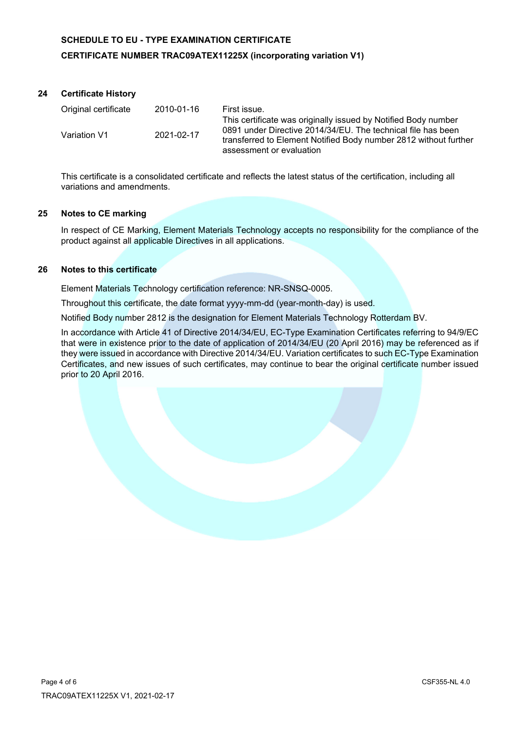**SCHEDULE TO EU - TYPE EXAMINATION CERTIFICATE**

**CERTIFICATE NUMBER TRAC09ATEX11225X (incorporating variation V1)**

## 24 Certificate History

| | | |
|---|---|---|
| Original certificate | 2010-01-16 | First issue. |
| Variation V1 | 2021-02-17 | This certificate was originally issued by Notified Body number 0891 under Directive 2014/34/EU. The technical file has been transferred to Element Notified Body number 2812 without further assessment or evaluation |

This certificate is a consolidated certificate and reflects the latest status of the certification, including all variations and amendments.

## 25 Notes to CE marking

In respect of CE Marking, Element Materials Technology accepts no responsibility for the compliance of the product against all applicable Directives in all applications.

## 26 Notes to this certificate

Element Materials Technology certification reference: NR-SNSQ-0005.

Throughout this certificate, the date format yyyy-mm-dd (year-month-day) is used.

Notified Body number 2812 is the designation for Element Materials Technology Rotterdam BV.

In accordance with Article 41 of Directive 2014/34/EU, EC-Type Examination Certificates referring to 94/9/EC that were in existence prior to the date of application of 2014/34/EU (20 April 2016) may be referenced as if they were issued in accordance with Directive 2014/34/EU. Variation certificates to such EC-Type Examination Certificates, and new issues of such certificates, may continue to bear the original certificate number issued prior to 20 April 2016.

CSF355-NL 4.0

TRAC09ATEX11225X V1, 2021-02-17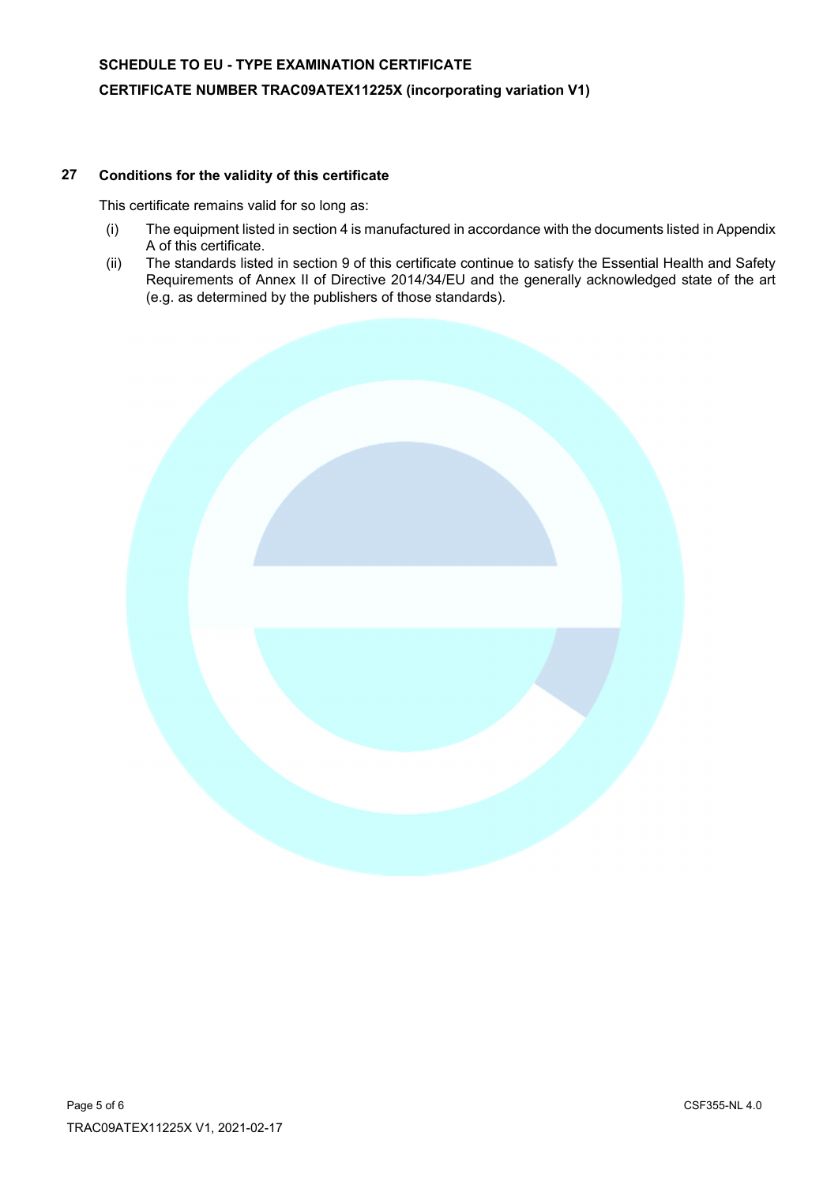**SCHEDULE TO EU - TYPE EXAMINATION CERTIFICATE**

**CERTIFICATE NUMBER TRAC09ATEX11225X (incorporating variation V1)**

## 27 Conditions for the validity of this certificate

This certificate remains valid for so long as:

(i) The equipment listed in section 4 is manufactured in accordance with the documents listed in Appendix A of this certificate.

(ii) The standards listed in section 9 of this certificate continue to satisfy the Essential Health and Safety Requirements of Annex II of Directive 2014/34/EU and the generally acknowledged state of the art (e.g. as determined by the publishers of those standards).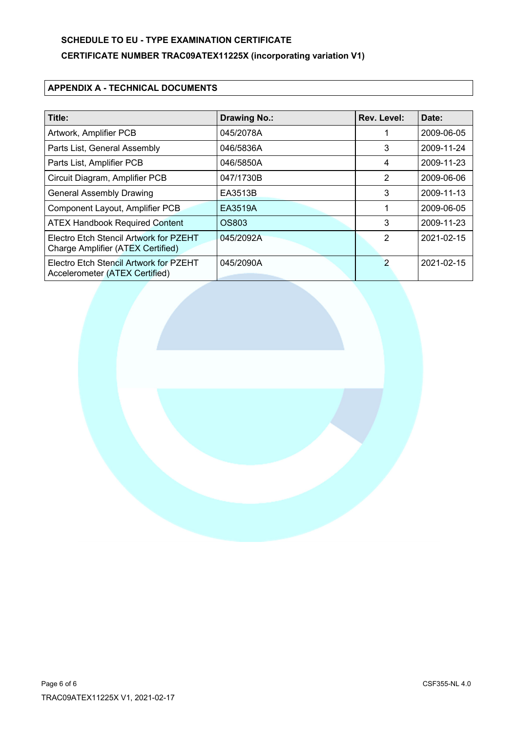**SCHEDULE TO EU - TYPE EXAMINATION CERTIFICATE**

**CERTIFICATE NUMBER TRAC09ATEX11225X (incorporating variation V1)**

## APPENDIX A - TECHNICAL DOCUMENTS

| Title: | Drawing No.: | Rev. Level: | Date: |
|---|---|---|---|
| Artwork, Amplifier PCB | 045/2078A | 1 | 2009-06-05 |
| Parts List, General Assembly | 046/5836A | 3 | 2009-11-24 |
| Parts List, Amplifier PCB | 046/5850A | 4 | 2009-11-23 |
| Circuit Diagram, Amplifier PCB | 047/1730B | 2 | 2009-06-06 |
| General Assembly Drawing | EA3513B | 3 | 2009-11-13 |
| Component Layout, Amplifier PCB | EA3519A | 1 | 2009-06-05 |
| ATEX Handbook Required Content | OS803 | 3 | 2009-11-23 |
| Electro Etch Stencil Artwork for PZEHT Charge Amplifier (ATEX Certified) | 045/2092A | 2 | 2021-02-15 |
| Electro Etch Stencil Artwork for PZEHT Accelerometer (ATEX Certified) | 045/2090A | 2 | 2021-02-15 |

TRAC09ATEX11225X V1, 2021-02-17